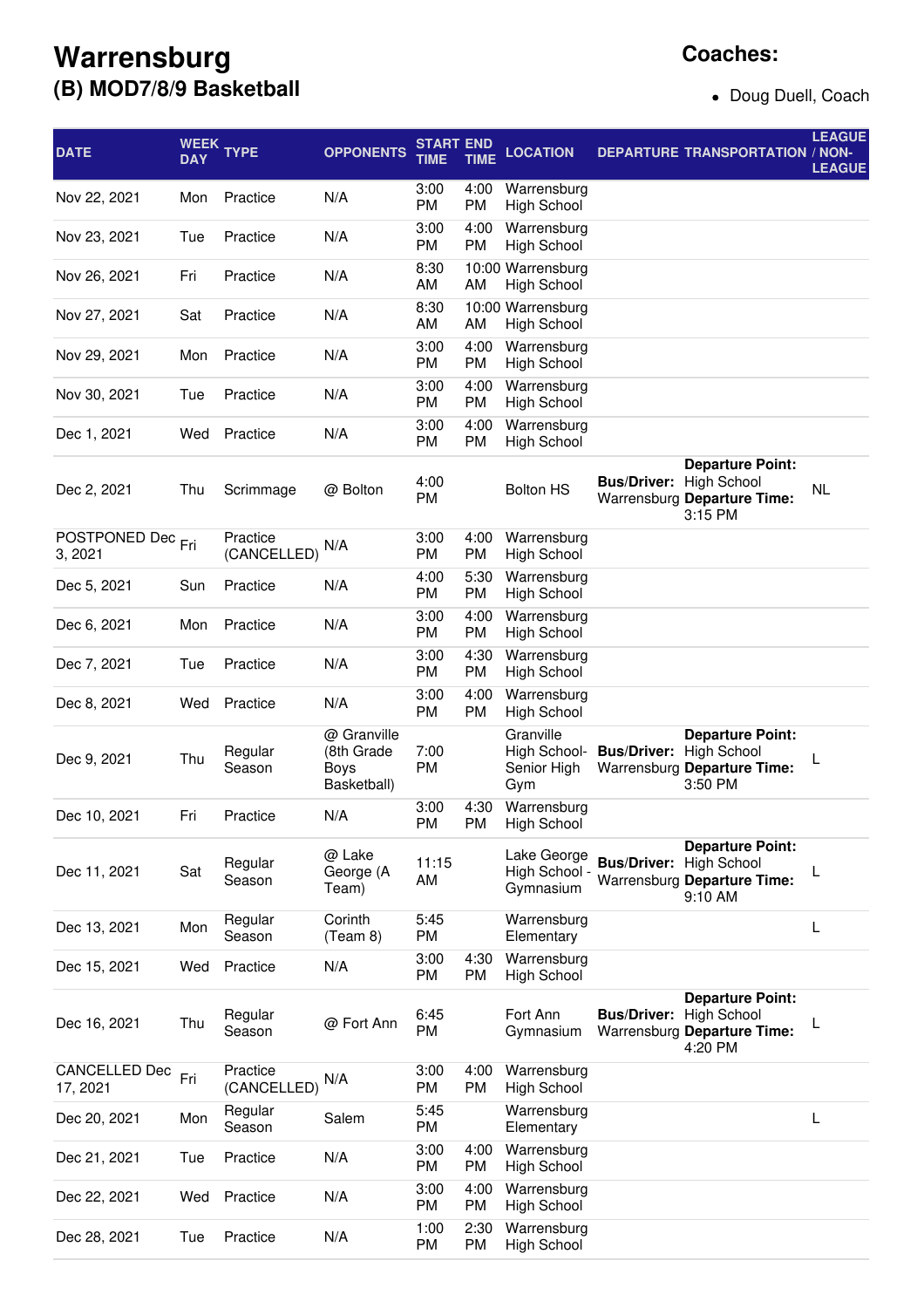# Warrensburg
## (B) MOD7/8/9 Basketball

**Coaches:**

- Doug Duell, Coach

| DATE | WEEK DAY | TYPE | OPPONENTS | START TIME | END TIME | LOCATION | DEPARTURE | TRANSPORTATION | LEAGUE / NON-LEAGUE |
|---|---|---|---|---|---|---|---|---|---|
| Nov 22, 2021 | Mon | Practice | N/A | 3:00 PM | 4:00 PM | Warrensburg High School | | | |
| Nov 23, 2021 | Tue | Practice | N/A | 3:00 PM | 4:00 PM | Warrensburg High School | | | |
| Nov 26, 2021 | Fri | Practice | N/A | 8:30 AM | 10:00 AM | Warrensburg High School | | | |
| Nov 27, 2021 | Sat | Practice | N/A | 8:30 AM | 10:00 AM | Warrensburg High School | | | |
| Nov 29, 2021 | Mon | Practice | N/A | 3:00 PM | 4:00 PM | Warrensburg High School | | | |
| Nov 30, 2021 | Tue | Practice | N/A | 3:00 PM | 4:00 PM | Warrensburg High School | | | |
| Dec 1, 2021 | Wed | Practice | N/A | 3:00 PM | 4:00 PM | Warrensburg High School | | | |
| Dec 2, 2021 | Thu | Scrimmage | @ Bolton | 4:00 PM | | Bolton HS | **Bus/Driver:** Warrensburg | **Departure Point:** High School **Departure Time:** 3:15 PM | NL |
| POSTPONED Dec 3, 2021 | Fri | Practice (CANCELLED) | N/A | 3:00 PM | 4:00 PM | Warrensburg High School | | | |
| Dec 5, 2021 | Sun | Practice | N/A | 4:00 PM | 5:30 PM | Warrensburg High School | | | |
| Dec 6, 2021 | Mon | Practice | N/A | 3:00 PM | 4:00 PM | Warrensburg High School | | | |
| Dec 7, 2021 | Tue | Practice | N/A | 3:00 PM | 4:30 PM | Warrensburg High School | | | |
| Dec 8, 2021 | Wed | Practice | N/A | 3:00 PM | 4:00 PM | Warrensburg High School | | | |
| Dec 9, 2021 | Thu | Regular Season | @ Granville (8th Grade Boys Basketball) | 7:00 PM | | Granville High School- Senior High Gym | **Bus/Driver:** Warrensburg | **Departure Point:** High School **Departure Time:** 3:50 PM | L |
| Dec 10, 2021 | Fri | Practice | N/A | 3:00 PM | 4:30 PM | Warrensburg High School | | | |
| Dec 11, 2021 | Sat | Regular Season | @ Lake George (A Team) | 11:15 AM | | Lake George High School - Gymnasium | **Bus/Driver:** Warrensburg | **Departure Point:** High School **Departure Time:** 9:10 AM | L |
| Dec 13, 2021 | Mon | Regular Season | Corinth (Team 8) | 5:45 PM | | Warrensburg Elementary | | | L |
| Dec 15, 2021 | Wed | Practice | N/A | 3:00 PM | 4:30 PM | Warrensburg High School | | | |
| Dec 16, 2021 | Thu | Regular Season | @ Fort Ann | 6:45 PM | | Fort Ann Gymnasium | **Bus/Driver:** Warrensburg | **Departure Point:** High School **Departure Time:** 4:20 PM | L |
| CANCELLED Dec 17, 2021 | Fri | Practice (CANCELLED) | N/A | 3:00 PM | 4:00 PM | Warrensburg High School | | | |
| Dec 20, 2021 | Mon | Regular Season | Salem | 5:45 PM | | Warrensburg Elementary | | | L |
| Dec 21, 2021 | Tue | Practice | N/A | 3:00 PM | 4:00 PM | Warrensburg High School | | | |
| Dec 22, 2021 | Wed | Practice | N/A | 3:00 PM | 4:00 PM | Warrensburg High School | | | |
| Dec 28, 2021 | Tue | Practice | N/A | 1:00 PM | 2:30 PM | Warrensburg High School | | | |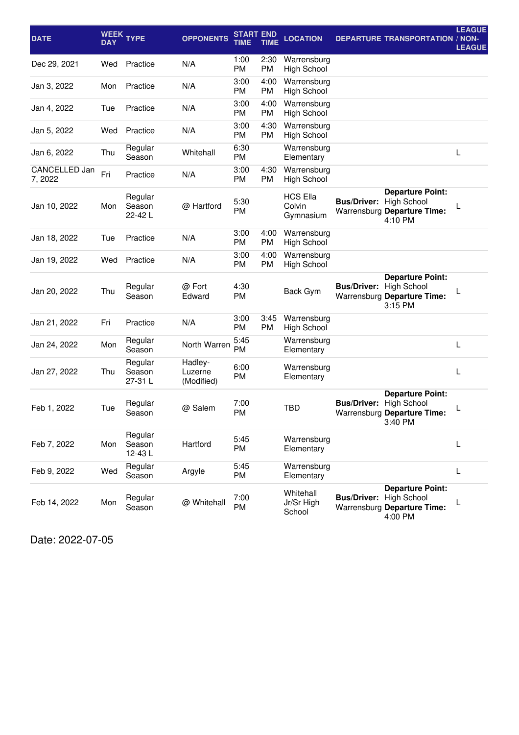| DATE | WEEK DAY | TYPE | OPPONENTS | START TIME | END TIME | LOCATION | DEPARTURE | TRANSPORTATION | LEAGUE / NON-LEAGUE |
|---|---|---|---|---|---|---|---|---|---|
| Dec 29, 2021 | Wed | Practice | N/A | 1:00 PM | 2:30 PM | Warrensburg High School | | | |
| Jan 3, 2022 | Mon | Practice | N/A | 3:00 PM | 4:00 PM | Warrensburg High School | | | |
| Jan 4, 2022 | Tue | Practice | N/A | 3:00 PM | 4:00 PM | Warrensburg High School | | | |
| Jan 5, 2022 | Wed | Practice | N/A | 3:00 PM | 4:30 PM | Warrensburg High School | | | |
| Jan 6, 2022 | Thu | Regular Season | Whitehall | 6:30 PM | | Warrensburg Elementary | | | L |
| CANCELLED Jan 7, 2022 | Fri | Practice | N/A | 3:00 PM | 4:30 PM | Warrensburg High School | | | |
| Jan 10, 2022 | Mon | Regular Season 22-42 L | @ Hartford | 5:30 PM | | HCS Ella Colvin Gymnasium | **Bus/Driver:** Warrensburg | **Departure Point:** High School **Departure Time:** 4:10 PM | L |
| Jan 18, 2022 | Tue | Practice | N/A | 3:00 PM | 4:00 PM | Warrensburg High School | | | |
| Jan 19, 2022 | Wed | Practice | N/A | 3:00 PM | 4:00 PM | Warrensburg High School | | | |
| Jan 20, 2022 | Thu | Regular Season | @ Fort Edward | 4:30 PM | | Back Gym | **Bus/Driver:** Warrensburg | **Departure Point:** High School **Departure Time:** 3:15 PM | L |
| Jan 21, 2022 | Fri | Practice | N/A | 3:00 PM | 3:45 PM | Warrensburg High School | | | |
| Jan 24, 2022 | Mon | Regular Season | North Warren | 5:45 PM | | Warrensburg Elementary | | | L |
| Jan 27, 2022 | Thu | Regular Season 27-31 L | Hadley-Luzerne (Modified) | 6:00 PM | | Warrensburg Elementary | | | L |
| Feb 1, 2022 | Tue | Regular Season | @ Salem | 7:00 PM | | TBD | **Bus/Driver:** Warrensburg | **Departure Point:** High School **Departure Time:** 3:40 PM | L |
| Feb 7, 2022 | Mon | Regular Season 12-43 L | Hartford | 5:45 PM | | Warrensburg Elementary | | | L |
| Feb 9, 2022 | Wed | Regular Season | Argyle | 5:45 PM | | Warrensburg Elementary | | | L |
| Feb 14, 2022 | Mon | Regular Season | @ Whitehall | 7:00 PM | | Whitehall Jr/Sr High School | **Bus/Driver:** Warrensburg | **Departure Point:** High School **Departure Time:** 4:00 PM | L |

Date: 2022-07-05